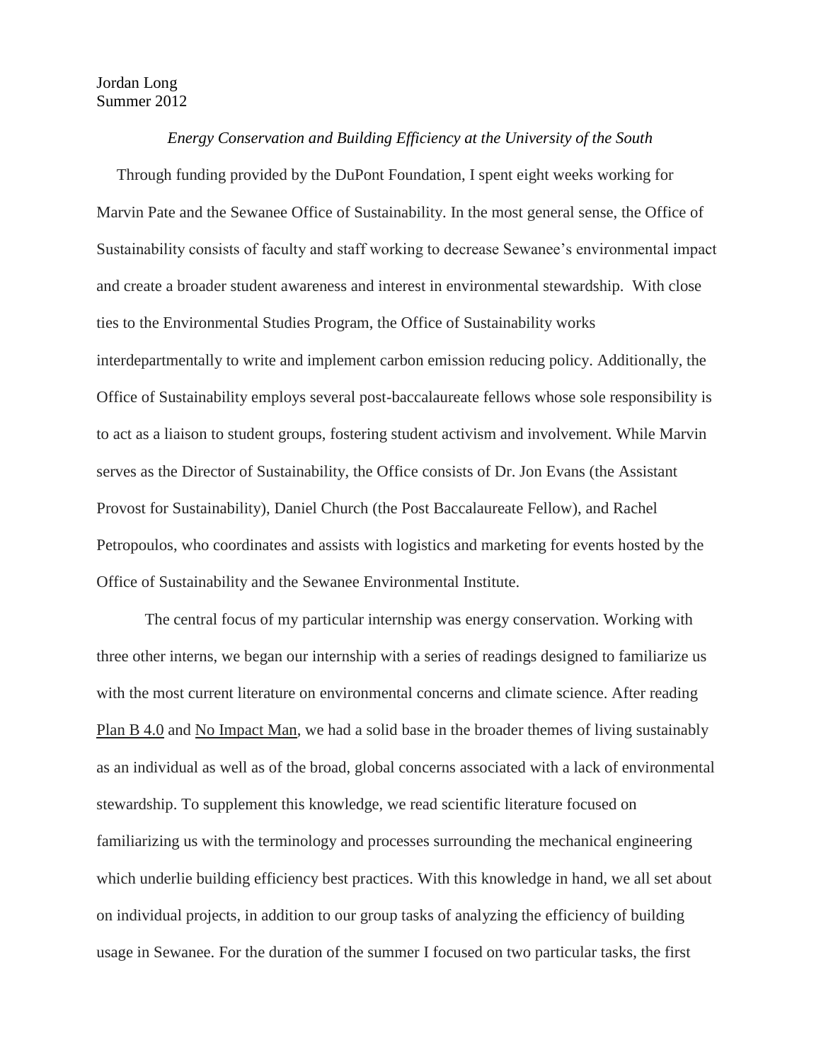Jordan Long
Summer 2012

*Energy Conservation and Building Efficiency at the University of the South*

Through funding provided by the DuPont Foundation, I spent eight weeks working for Marvin Pate and the Sewanee Office of Sustainability. In the most general sense, the Office of Sustainability consists of faculty and staff working to decrease Sewanee's environmental impact and create a broader student awareness and interest in environmental stewardship. With close ties to the Environmental Studies Program, the Office of Sustainability works interdepartmentally to write and implement carbon emission reducing policy. Additionally, the Office of Sustainability employs several post-baccalaureate fellows whose sole responsibility is to act as a liaison to student groups, fostering student activism and involvement. While Marvin serves as the Director of Sustainability, the Office consists of Dr. Jon Evans (the Assistant Provost for Sustainability), Daniel Church (the Post Baccalaureate Fellow), and Rachel Petropoulos, who coordinates and assists with logistics and marketing for events hosted by the Office of Sustainability and the Sewanee Environmental Institute.

The central focus of my particular internship was energy conservation. Working with three other interns, we began our internship with a series of readings designed to familiarize us with the most current literature on environmental concerns and climate science. After reading Plan B 4.0 and No Impact Man, we had a solid base in the broader themes of living sustainably as an individual as well as of the broad, global concerns associated with a lack of environmental stewardship. To supplement this knowledge, we read scientific literature focused on familiarizing us with the terminology and processes surrounding the mechanical engineering which underlie building efficiency best practices. With this knowledge in hand, we all set about on individual projects, in addition to our group tasks of analyzing the efficiency of building usage in Sewanee. For the duration of the summer I focused on two particular tasks, the first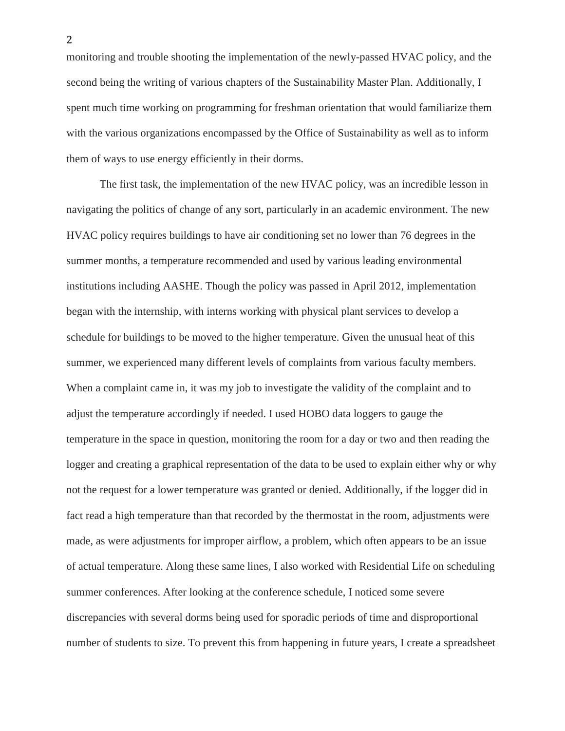monitoring and trouble shooting the implementation of the newly-passed HVAC policy, and the second being the writing of various chapters of the Sustainability Master Plan. Additionally, I spent much time working on programming for freshman orientation that would familiarize them with the various organizations encompassed by the Office of Sustainability as well as to inform them of ways to use energy efficiently in their dorms.

The first task, the implementation of the new HVAC policy, was an incredible lesson in navigating the politics of change of any sort, particularly in an academic environment. The new HVAC policy requires buildings to have air conditioning set no lower than 76 degrees in the summer months, a temperature recommended and used by various leading environmental institutions including AASHE. Though the policy was passed in April 2012, implementation began with the internship, with interns working with physical plant services to develop a schedule for buildings to be moved to the higher temperature. Given the unusual heat of this summer, we experienced many different levels of complaints from various faculty members. When a complaint came in, it was my job to investigate the validity of the complaint and to adjust the temperature accordingly if needed. I used HOBO data loggers to gauge the temperature in the space in question, monitoring the room for a day or two and then reading the logger and creating a graphical representation of the data to be used to explain either why or why not the request for a lower temperature was granted or denied. Additionally, if the logger did in fact read a high temperature than that recorded by the thermostat in the room, adjustments were made, as were adjustments for improper airflow, a problem, which often appears to be an issue of actual temperature. Along these same lines, I also worked with Residential Life on scheduling summer conferences. After looking at the conference schedule, I noticed some severe discrepancies with several dorms being used for sporadic periods of time and disproportional number of students to size. To prevent this from happening in future years, I create a spreadsheet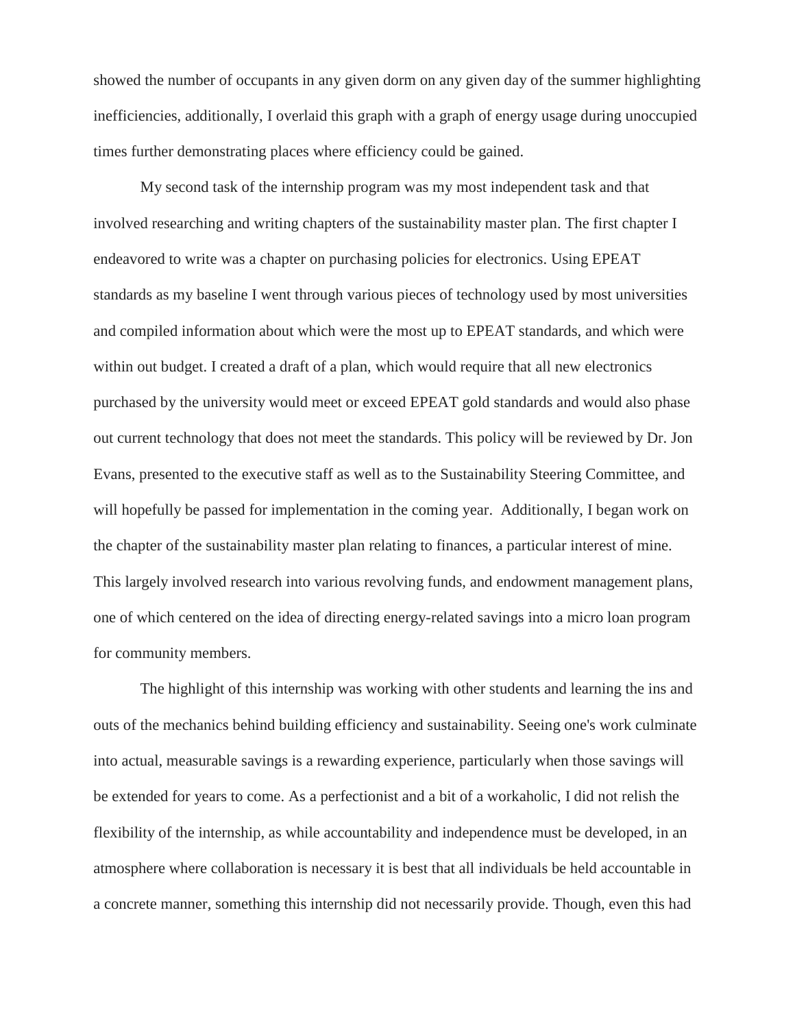showed the number of occupants in any given dorm on any given day of the summer highlighting inefficiencies, additionally, I overlaid this graph with a graph of energy usage during unoccupied times further demonstrating places where efficiency could be gained.

My second task of the internship program was my most independent task and that involved researching and writing chapters of the sustainability master plan. The first chapter I endeavored to write was a chapter on purchasing policies for electronics. Using EPEAT standards as my baseline I went through various pieces of technology used by most universities and compiled information about which were the most up to EPEAT standards, and which were within out budget. I created a draft of a plan, which would require that all new electronics purchased by the university would meet or exceed EPEAT gold standards and would also phase out current technology that does not meet the standards. This policy will be reviewed by Dr. Jon Evans, presented to the executive staff as well as to the Sustainability Steering Committee, and will hopefully be passed for implementation in the coming year. Additionally, I began work on the chapter of the sustainability master plan relating to finances, a particular interest of mine. This largely involved research into various revolving funds, and endowment management plans, one of which centered on the idea of directing energy-related savings into a micro loan program for community members.

The highlight of this internship was working with other students and learning the ins and outs of the mechanics behind building efficiency and sustainability. Seeing one's work culminate into actual, measurable savings is a rewarding experience, particularly when those savings will be extended for years to come. As a perfectionist and a bit of a workaholic, I did not relish the flexibility of the internship, as while accountability and independence must be developed, in an atmosphere where collaboration is necessary it is best that all individuals be held accountable in a concrete manner, something this internship did not necessarily provide. Though, even this had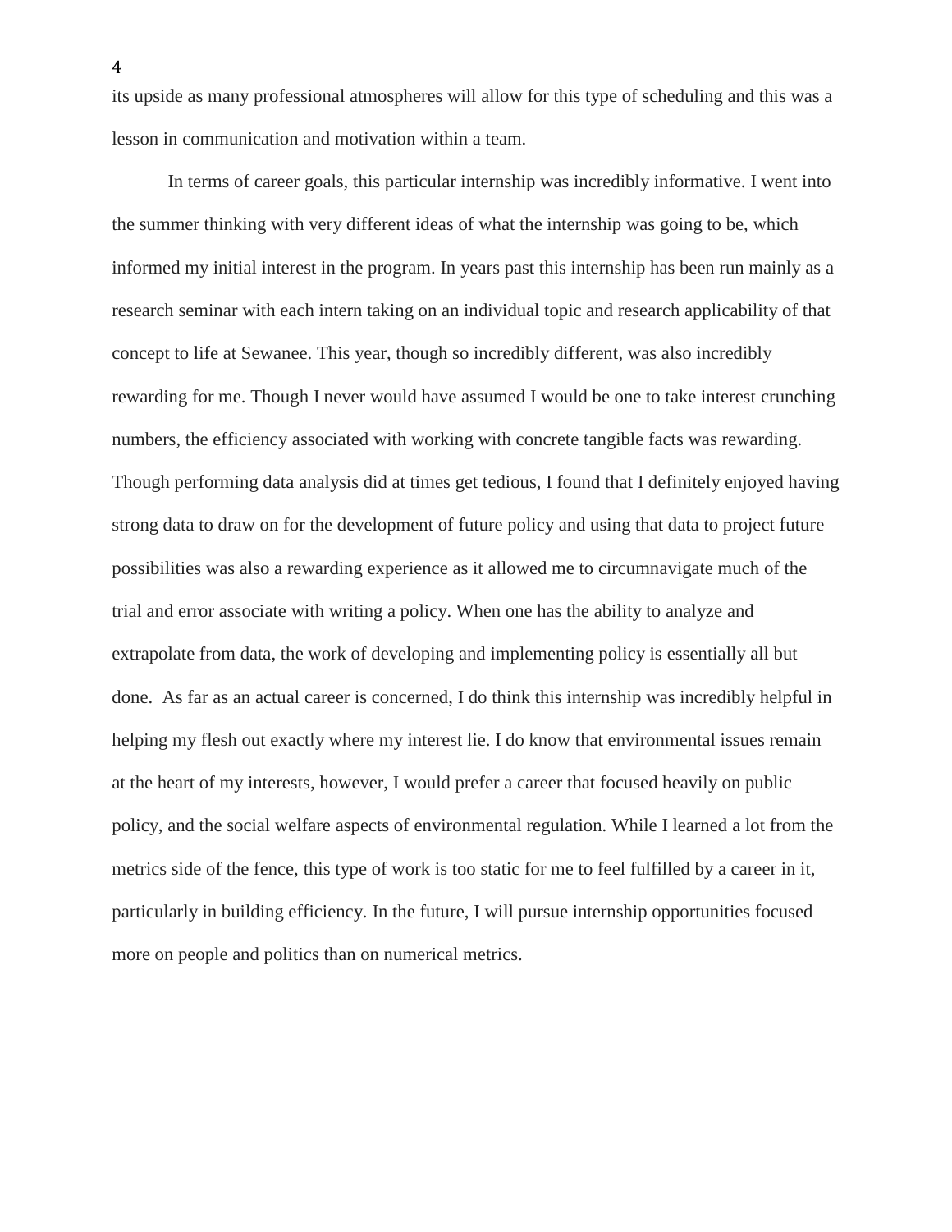its upside as many professional atmospheres will allow for this type of scheduling and this was a lesson in communication and motivation within a team.

In terms of career goals, this particular internship was incredibly informative. I went into the summer thinking with very different ideas of what the internship was going to be, which informed my initial interest in the program. In years past this internship has been run mainly as a research seminar with each intern taking on an individual topic and research applicability of that concept to life at Sewanee. This year, though so incredibly different, was also incredibly rewarding for me. Though I never would have assumed I would be one to take interest crunching numbers, the efficiency associated with working with concrete tangible facts was rewarding. Though performing data analysis did at times get tedious, I found that I definitely enjoyed having strong data to draw on for the development of future policy and using that data to project future possibilities was also a rewarding experience as it allowed me to circumnavigate much of the trial and error associate with writing a policy. When one has the ability to analyze and extrapolate from data, the work of developing and implementing policy is essentially all but done. As far as an actual career is concerned, I do think this internship was incredibly helpful in helping my flesh out exactly where my interest lie. I do know that environmental issues remain at the heart of my interests, however, I would prefer a career that focused heavily on public policy, and the social welfare aspects of environmental regulation. While I learned a lot from the metrics side of the fence, this type of work is too static for me to feel fulfilled by a career in it, particularly in building efficiency. In the future, I will pursue internship opportunities focused more on people and politics than on numerical metrics.